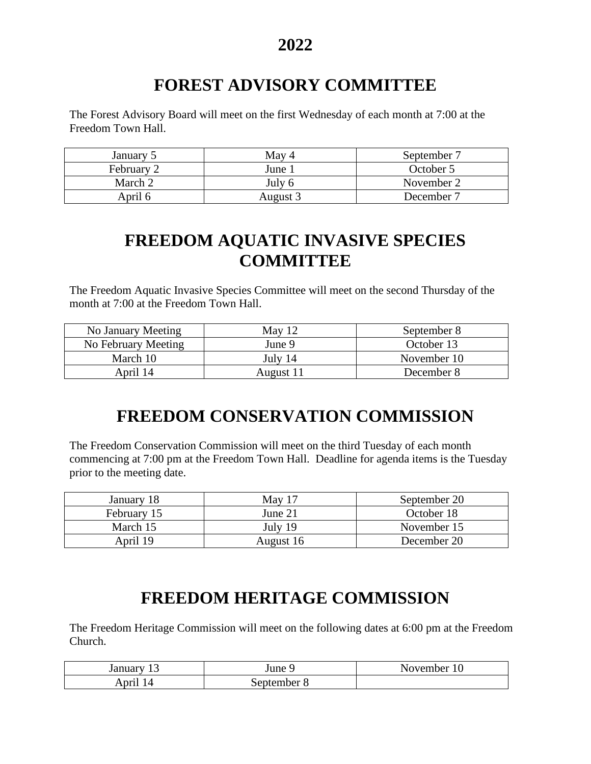# 2022

## FOREST ADVISORY COMMITTEE

The Forest Advisory Board will meet on the first Wednesday of each month at 7:00 at the Freedom Town Hall.

| | | |
|---|---|---|
| January 5 | May 4 | September 7 |
| February 2 | June 1 | October 5 |
| March 2 | July 6 | November 2 |
| April 6 | August 3 | December 7 |

## FREEDOM AQUATIC INVASIVE SPECIES COMMITTEE

The Freedom Aquatic Invasive Species Committee will meet on the second Thursday of the month at 7:00 at the Freedom Town Hall.

| | | |
|---|---|---|
| No January Meeting | May 12 | September 8 |
| No February Meeting | June 9 | October 13 |
| March 10 | July 14 | November 10 |
| April 14 | August 11 | December 8 |

## FREEDOM CONSERVATION COMMISSION

The Freedom Conservation Commission will meet on the third Tuesday of each month commencing at 7:00 pm at the Freedom Town Hall. Deadline for agenda items is the Tuesday prior to the meeting date.

| | | |
|---|---|---|
| January 18 | May 17 | September 20 |
| February 15 | June 21 | October 18 |
| March 15 | July 19 | November 15 |
| April 19 | August 16 | December 20 |

## FREEDOM HERITAGE COMMISSION

The Freedom Heritage Commission will meet on the following dates at 6:00 pm at the Freedom Church.

| | | |
|---|---|---|
| January 13 | June 9 | November 10 |
| April 14 | September 8 | |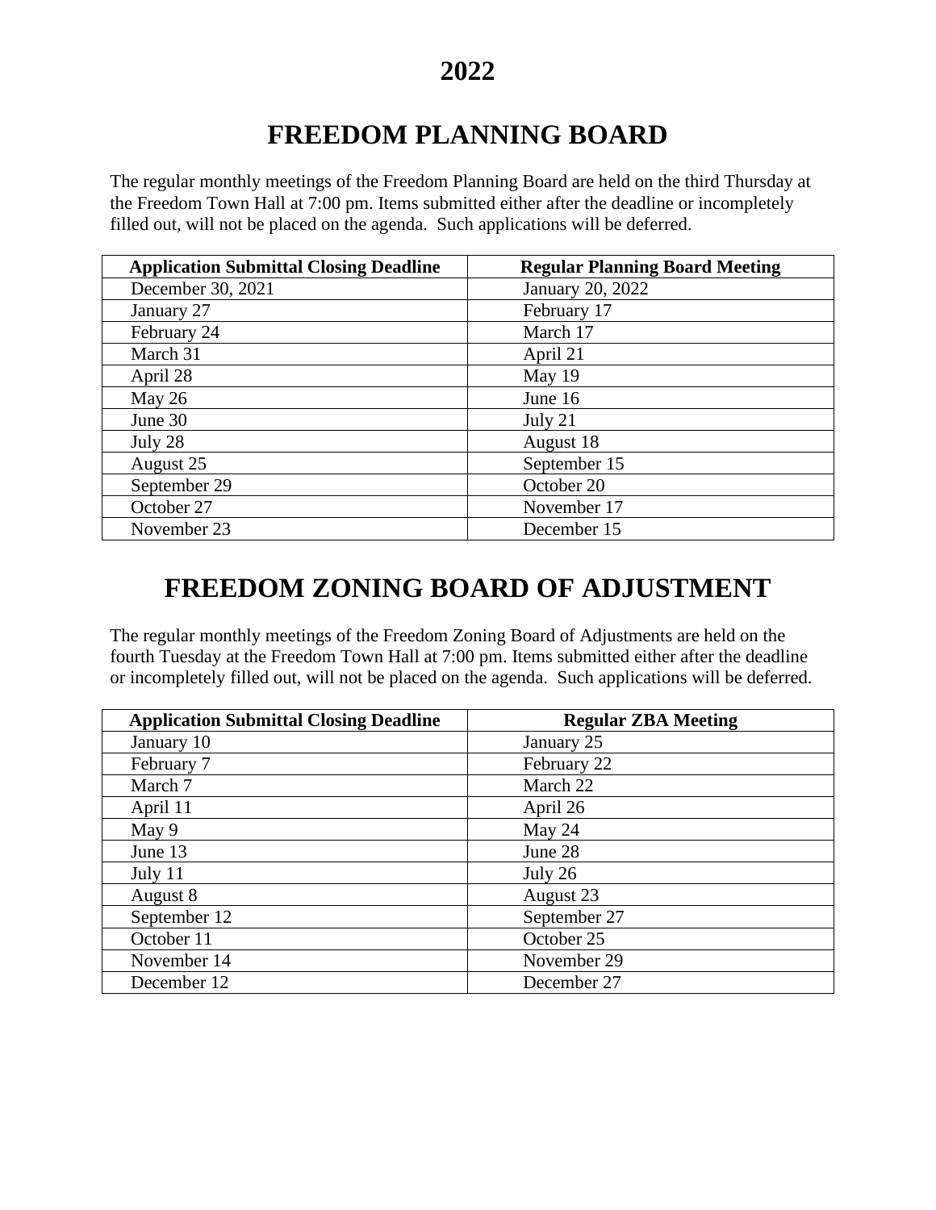# 2022

# FREEDOM PLANNING BOARD

The regular monthly meetings of the Freedom Planning Board are held on the third Thursday at the Freedom Town Hall at 7:00 pm. Items submitted either after the deadline or incompletely filled out, will not be placed on the agenda. Such applications will be deferred.

| Application Submittal Closing Deadline | Regular Planning Board Meeting |
|---|---|
| December 30, 2021 | January 20, 2022 |
| January 27 | February 17 |
| February 24 | March 17 |
| March 31 | April 21 |
| April 28 | May 19 |
| May 26 | June 16 |
| June 30 | July 21 |
| July 28 | August 18 |
| August 25 | September 15 |
| September 29 | October 20 |
| October 27 | November 17 |
| November 23 | December 15 |

# FREEDOM ZONING BOARD OF ADJUSTMENT

The regular monthly meetings of the Freedom Zoning Board of Adjustments are held on the fourth Tuesday at the Freedom Town Hall at 7:00 pm. Items submitted either after the deadline or incompletely filled out, will not be placed on the agenda. Such applications will be deferred.

| Application Submittal Closing Deadline | Regular ZBA Meeting |
|---|---|
| January 10 | January 25 |
| February 7 | February 22 |
| March 7 | March 22 |
| April 11 | April 26 |
| May 9 | May 24 |
| June 13 | June 28 |
| July 11 | July 26 |
| August 8 | August 23 |
| September 12 | September 27 |
| October 11 | October 25 |
| November 14 | November 29 |
| December 12 | December 27 |